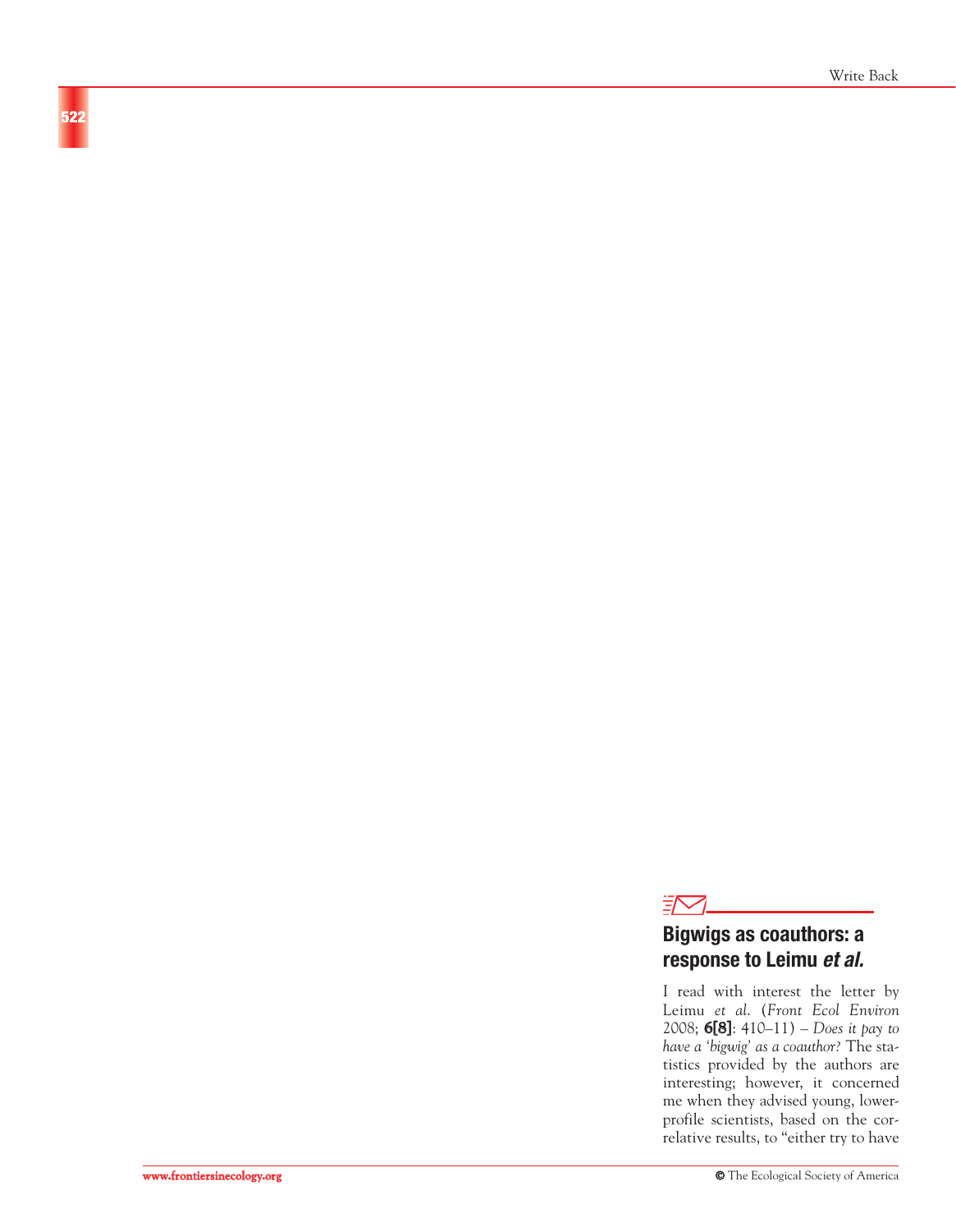## Bigwigs as coauthors: a response to Leimu *et al.*

I read with interest the letter by Leimu *et al.* (*Front Ecol Environ* 2008; **6[8]**: 410–11) – *Does it pay to have a 'bigwig' as a coauthor?* The statistics provided by the authors are interesting; however, it concerned me when they advised young, lower-profile scientists, based on the correlative results, to "either try to have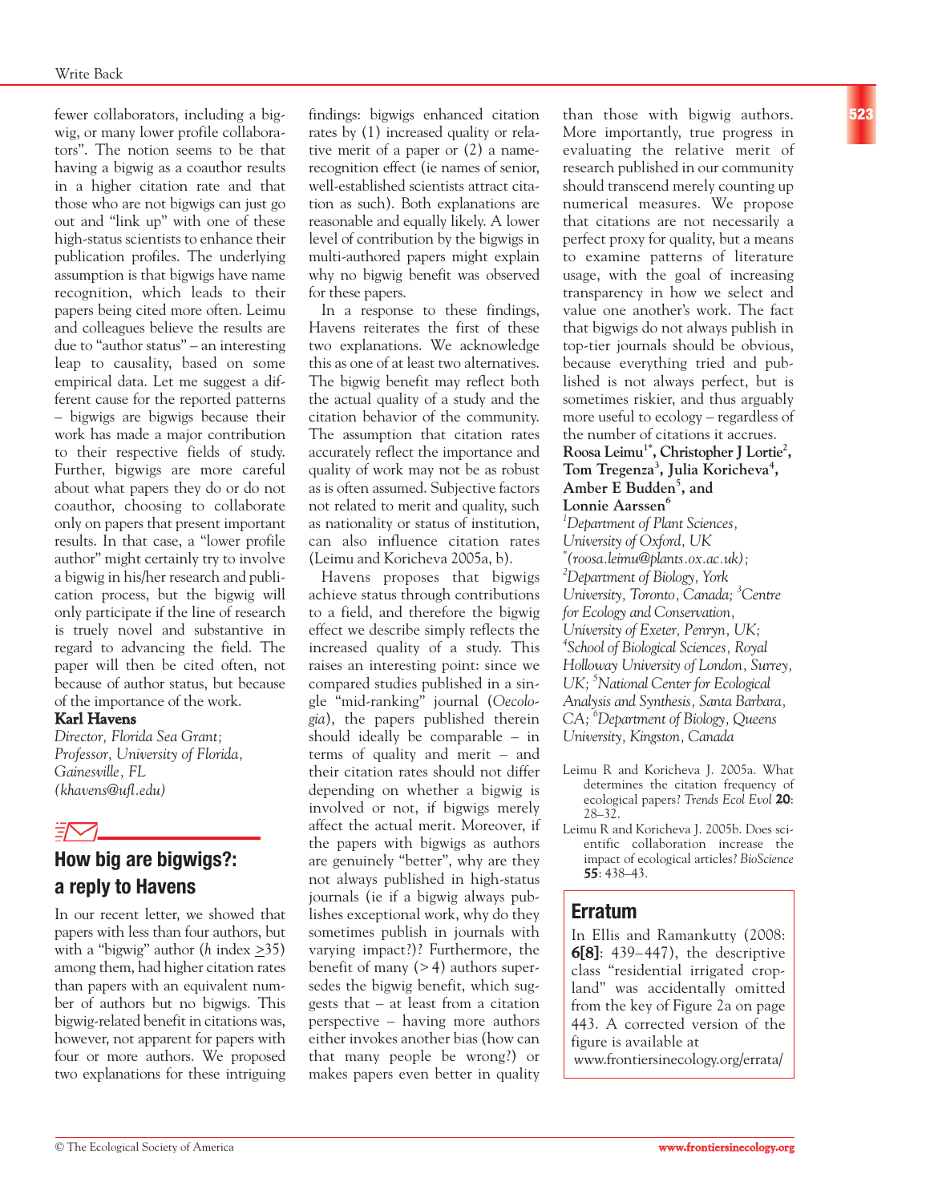fewer collaborators, including a bigwig, or many lower profile collaborators". The notion seems to be that having a bigwig as a coauthor results in a higher citation rate and that those who are not bigwigs can just go out and "link up" with one of these high-status scientists to enhance their publication profiles. The underlying assumption is that bigwigs have name recognition, which leads to their papers being cited more often. Leimu and colleagues believe the results are due to "author status" – an interesting leap to causality, based on some empirical data. Let me suggest a different cause for the reported patterns – bigwigs are bigwigs because their work has made a major contribution to their respective fields of study. Further, bigwigs are more careful about what papers they do or do not coauthor, choosing to collaborate only on papers that present important results. In that case, a "lower profile author" might certainly try to involve a bigwig in his/her research and publication process, but the bigwig will only participate if the line of research is truely novel and substantive in regard to advancing the field. The paper will then be cited often, not because of author status, but because of the importance of the work.

**Karl Havens**
*Director, Florida Sea Grant; Professor, University of Florida, Gainesville, FL (khavens@ufl.edu)*

## How big are bigwigs?: a reply to Havens

In our recent letter, we showed that papers with less than four authors, but with a "bigwig" author ($h$ index $\geq$35) among them, had higher citation rates than papers with an equivalent number of authors but no bigwigs. This bigwig-related benefit in citations was, however, not apparent for papers with four or more authors. We proposed two explanations for these intriguing findings: bigwigs enhanced citation rates by (1) increased quality or relative merit of a paper or (2) a name-recognition effect (ie names of senior, well-established scientists attract citation as such). Both explanations are reasonable and equally likely. A lower level of contribution by the bigwigs in multi-authored papers might explain why no bigwig benefit was observed for these papers.

In a response to these findings, Havens reiterates the first of these two explanations. We acknowledge this as one of at least two alternatives. The bigwig benefit may reflect both the actual quality of a study and the citation behavior of the community. The assumption that citation rates accurately reflect the importance and quality of work may not be as robust as is often assumed. Subjective factors not related to merit and quality, such as nationality or status of institution, can also influence citation rates (Leimu and Koricheva 2005a, b).

Havens proposes that bigwigs achieve status through contributions to a field, and therefore the bigwig effect we describe simply reflects the increased quality of a study. This raises an interesting point: since we compared studies published in a single "mid-ranking" journal (*Oecologia*), the papers published therein should ideally be comparable – in terms of quality and merit – and their citation rates should not differ depending on whether a bigwig is involved or not, if bigwigs merely affect the actual merit. Moreover, if the papers with bigwigs as authors are genuinely "better", why are they not always published in high-status journals (ie if a bigwig always publishes exceptional work, why do they sometimes publish in journals with varying impact?)? Furthermore, the benefit of many (> 4) authors supersedes the bigwig benefit, which suggests that – at least from a citation perspective – having more authors either invokes another bias (how can that many people be wrong?) or makes papers even better in quality than those with bigwig authors. More importantly, true progress in evaluating the relative merit of research published in our community should transcend merely counting up numerical measures. We propose that citations are not necessarily a perfect proxy for quality, but a means to examine patterns of literature usage, with the goal of increasing transparency in how we select and value one another's work. The fact that bigwigs do not always publish in top-tier journals should be obvious, because everything tried and published is not always perfect, but is sometimes riskier, and thus arguably more useful to ecology – regardless of the number of citations it accrues.

**Roosa Leimu[1*], Christopher J Lortie[2], Tom Tregenza[3], Julia Koricheva[4], Amber E Budden[5], and Lonnie Aarssen[6]**
*[1]Department of Plant Sciences, University of Oxford, UK [*](roosa.leimu@plants.ox.ac.uk); [2]Department of Biology, York University, Toronto, Canada; [3]Centre for Ecology and Conservation, University of Exeter, Penryn, UK; [4]School of Biological Sciences, Royal Holloway University of London, Surrey, UK; [5]National Center for Ecological Analysis and Synthesis, Santa Barbara, CA; [6]Department of Biology, Queens University, Kingston, Canada*

Leimu R and Koricheva J. 2005a. What determines the citation frequency of ecological papers? *Trends Ecol Evol* **20**: 28–32.

Leimu R and Koricheva J. 2005b. Does scientific collaboration increase the impact of ecological articles? *BioScience* **55**: 438–43.

## Erratum

In Ellis and Ramankutty (2008: **6[8]**: 439–447), the descriptive class "residential irrigated cropland" was accidentally omitted from the key of Figure 2a on page 443. A corrected version of the figure is available at www.frontiersinecology.org/errata/